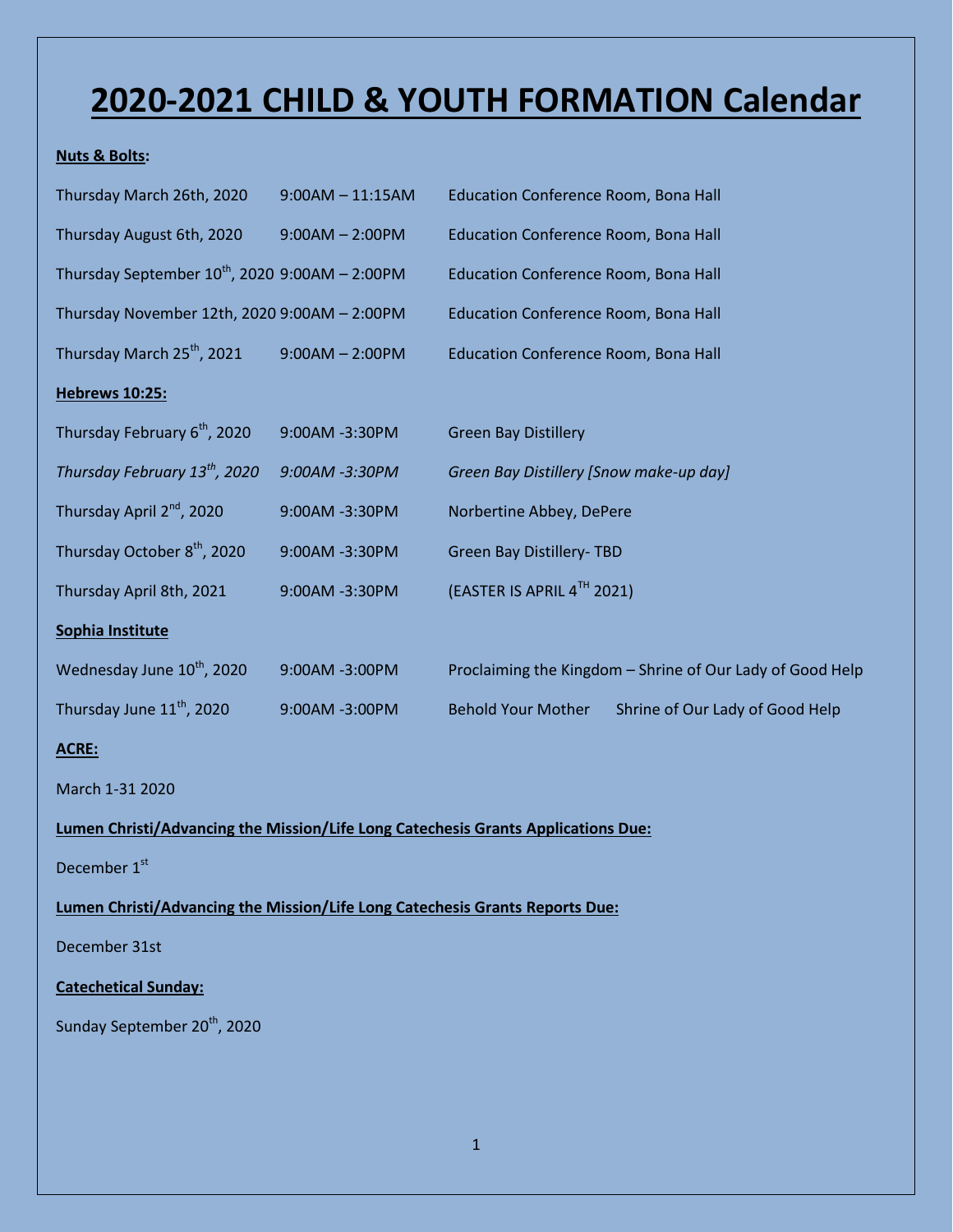# 2020-2021 CHILD & YOUTH FORMATION Calendar

**Nuts & Bolts:**

| | | |
|---|---|---|
| Thursday March 26th, 2020 | 9:00AM – 11:15AM | Education Conference Room, Bona Hall |
| Thursday August 6th, 2020 | 9:00AM – 2:00PM | Education Conference Room, Bona Hall |
| Thursday September 10th, 2020 | 9:00AM – 2:00PM | Education Conference Room, Bona Hall |
| Thursday November 12th, 2020 | 9:00AM – 2:00PM | Education Conference Room, Bona Hall |
| Thursday March 25th, 2021 | 9:00AM – 2:00PM | Education Conference Room, Bona Hall |

**Hebrews 10:25:**

| | | |
|---|---|---|
| Thursday February 6th, 2020 | 9:00AM -3:30PM | Green Bay Distillery |
| *Thursday February 13th, 2020* | *9:00AM -3:30PM* | *Green Bay Distillery [Snow make-up day]* |
| Thursday April 2nd, 2020 | 9:00AM -3:30PM | Norbertine Abbey, DePere |
| Thursday October 8th, 2020 | 9:00AM -3:30PM | Green Bay Distillery- TBD |
| Thursday April 8th, 2021 | 9:00AM -3:30PM | (EASTER IS APRIL 4TH 2021) |

**Sophia Institute**

| | | |
|---|---|---|
| Wednesday June 10th, 2020 | 9:00AM -3:00PM | Proclaiming the Kingdom – Shrine of Our Lady of Good Help |
| Thursday June 11th, 2020 | 9:00AM -3:00PM | Behold Your Mother Shrine of Our Lady of Good Help |

**ACRE:**

March 1-31 2020

**Lumen Christi/Advancing the Mission/Life Long Catechesis Grants Applications Due:**

December 1st

**Lumen Christi/Advancing the Mission/Life Long Catechesis Grants Reports Due:**

December 31st

**Catechetical Sunday:**

Sunday September 20th, 2020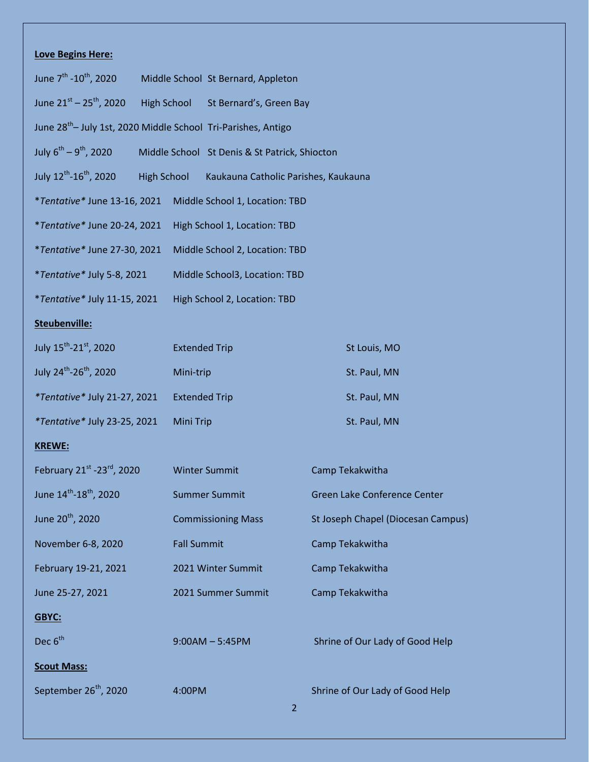**Love Begins Here:**

| | | |
|---|---|---|
| June 7th -10th, 2020 | Middle School | St Bernard, Appleton |
| June 21st – 25th, 2020 | High School | St Bernard's, Green Bay |
| June 28th– July 1st, 2020 | Middle School | Tri-Parishes, Antigo |
| July 6th – 9th, 2020 | Middle School | St Denis & St Patrick, Shiocton |
| July 12th-16th, 2020 | High School | Kaukauna Catholic Parishes, Kaukauna |
| \**Tentative*\* June 13-16, 2021 | Middle School 1, Location: TBD | |
| \**Tentative*\* June 20-24, 2021 | High School 1, Location: TBD | |
| \**Tentative*\* June 27-30, 2021 | Middle School 2, Location: TBD | |
| \**Tentative*\* July 5-8, 2021 | Middle School3, Location: TBD | |
| \**Tentative*\* July 11-15, 2021 | High School 2, Location: TBD | |

**Steubenville:**

| | | |
|---|---|---|
| July 15th-21st, 2020 | Extended Trip | St Louis, MO |
| July 24th-26th, 2020 | Mini-trip | St. Paul, MN |
| *\*Tentative\** July 21-27, 2021 | Extended Trip | St. Paul, MN |
| *\*Tentative\** July 23-25, 2021 | Mini Trip | St. Paul, MN |

**KREWE:**

| | | |
|---|---|---|
| February 21st -23rd, 2020 | Winter Summit | Camp Tekakwitha |
| June 14th-18th, 2020 | Summer Summit | Green Lake Conference Center |
| June 20th, 2020 | Commissioning Mass | St Joseph Chapel (Diocesan Campus) |
| November 6-8, 2020 | Fall Summit | Camp Tekakwitha |
| February 19-21, 2021 | 2021 Winter Summit | Camp Tekakwitha |
| June 25-27, 2021 | 2021 Summer Summit | Camp Tekakwitha |

**GBYC:**

| | | |
|---|---|---|
| Dec 6th | 9:00AM – 5:45PM | Shrine of Our Lady of Good Help |

**Scout Mass:**

| | | |
|---|---|---|
| September 26th, 2020 | 4:00PM | Shrine of Our Lady of Good Help |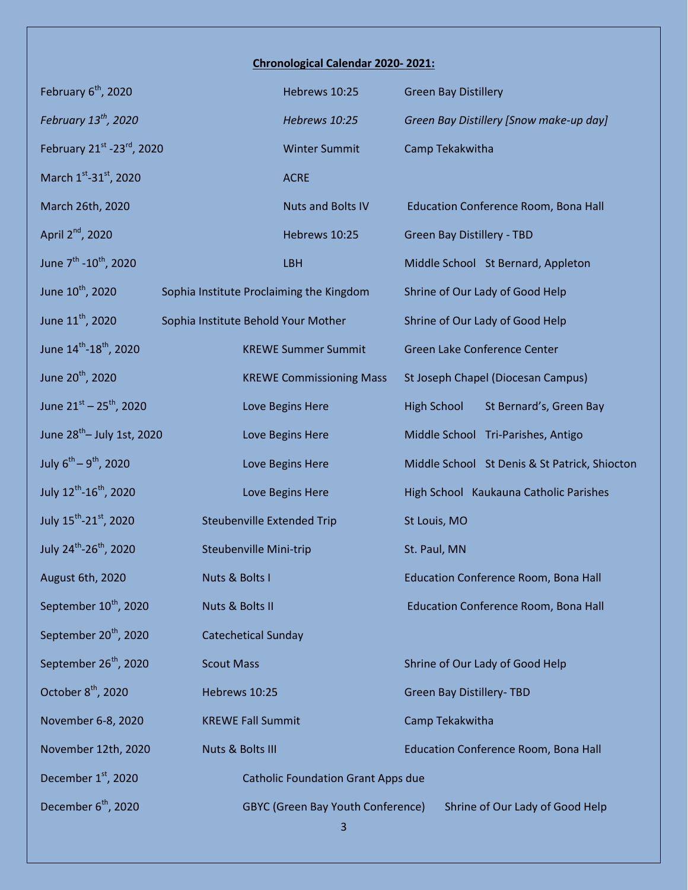**Chronological Calendar 2020- 2021:**

| Date | Event | Location |
|---|---|---|
| February 6th, 2020 | Hebrews 10:25 | Green Bay Distillery |
| *February 13th, 2020* | *Hebrews 10:25* | *Green Bay Distillery [Snow make-up day]* |
| February 21st -23rd, 2020 | Winter Summit | Camp Tekakwitha |
| March 1st-31st, 2020 | ACRE | |
| March 26th, 2020 | Nuts and Bolts IV | Education Conference Room, Bona Hall |
| April 2nd, 2020 | Hebrews 10:25 | Green Bay Distillery - TBD |
| June 7th -10th, 2020 | LBH | Middle School St Bernard, Appleton |
| June 10th, 2020 | Sophia Institute Proclaiming the Kingdom | Shrine of Our Lady of Good Help |
| June 11th, 2020 | Sophia Institute Behold Your Mother | Shrine of Our Lady of Good Help |
| June 14th-18th, 2020 | KREWE Summer Summit | Green Lake Conference Center |
| June 20th, 2020 | KREWE Commissioning Mass | St Joseph Chapel (Diocesan Campus) |
| June 21st – 25th, 2020 | Love Begins Here | High School St Bernard's, Green Bay |
| June 28th– July 1st, 2020 | Love Begins Here | Middle School Tri-Parishes, Antigo |
| July 6th – 9th, 2020 | Love Begins Here | Middle School St Denis & St Patrick, Shiocton |
| July 12th-16th, 2020 | Love Begins Here | High School Kaukauna Catholic Parishes |
| July 15th-21st, 2020 | Steubenville Extended Trip | St Louis, MO |
| July 24th-26th, 2020 | Steubenville Mini-trip | St. Paul, MN |
| August 6th, 2020 | Nuts & Bolts I | Education Conference Room, Bona Hall |
| September 10th, 2020 | Nuts & Bolts II | Education Conference Room, Bona Hall |
| September 20th, 2020 | Catechetical Sunday | |
| September 26th, 2020 | Scout Mass | Shrine of Our Lady of Good Help |
| October 8th, 2020 | Hebrews 10:25 | Green Bay Distillery- TBD |
| November 6-8, 2020 | KREWE Fall Summit | Camp Tekakwitha |
| November 12th, 2020 | Nuts & Bolts III | Education Conference Room, Bona Hall |
| December 1st, 2020 | Catholic Foundation Grant Apps due | |
| December 6th, 2020 | GBYC (Green Bay Youth Conference) | Shrine of Our Lady of Good Help |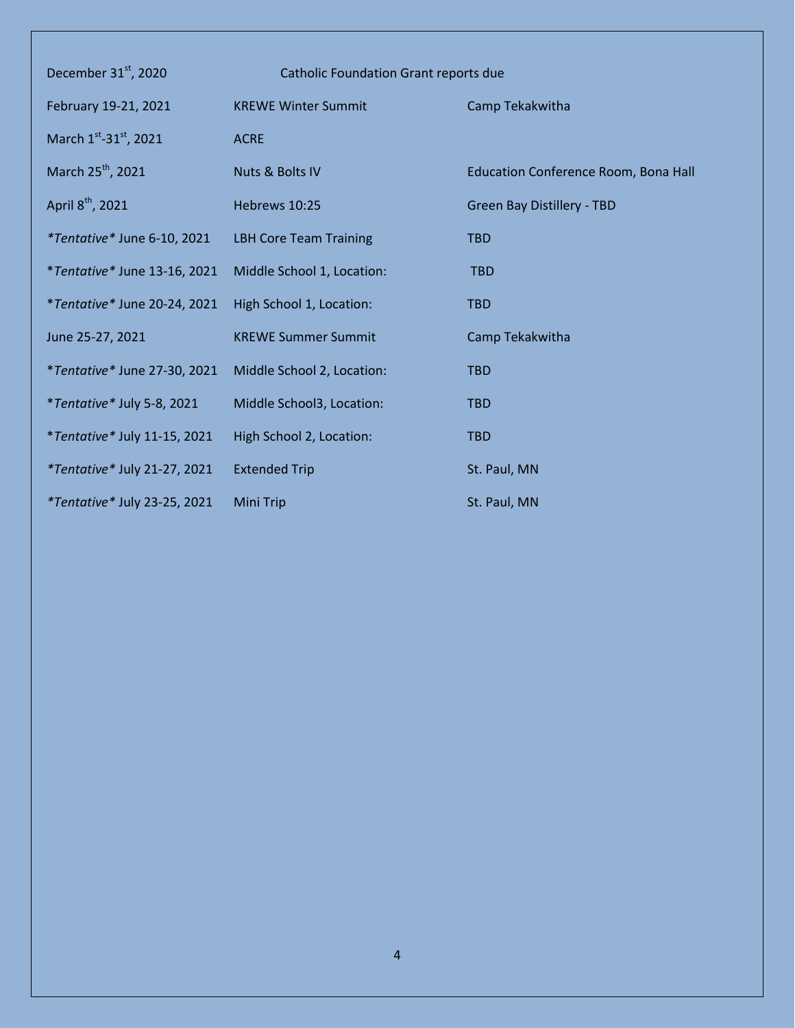| | | |
|---|---|---|
| December 31st, 2020 | Catholic Foundation Grant reports due | |
| February 19-21, 2021 | KREWE Winter Summit | Camp Tekakwitha |
| March 1st-31st, 2021 | ACRE | |
| March 25th, 2021 | Nuts & Bolts IV | Education Conference Room, Bona Hall |
| April 8th, 2021 | Hebrews 10:25 | Green Bay Distillery - TBD |
| *Tentative* June 6-10, 2021 | LBH Core Team Training | TBD |
| *Tentative* June 13-16, 2021 | Middle School 1, Location: | TBD |
| *Tentative* June 20-24, 2021 | High School 1, Location: | TBD |
| June 25-27, 2021 | KREWE Summer Summit | Camp Tekakwitha |
| *Tentative* June 27-30, 2021 | Middle School 2, Location: | TBD |
| *Tentative* July 5-8, 2021 | Middle School3, Location: | TBD |
| *Tentative* July 11-15, 2021 | High School 2, Location: | TBD |
| *Tentative* July 21-27, 2021 | Extended Trip | St. Paul, MN |
| *Tentative* July 23-25, 2021 | Mini Trip | St. Paul, MN |